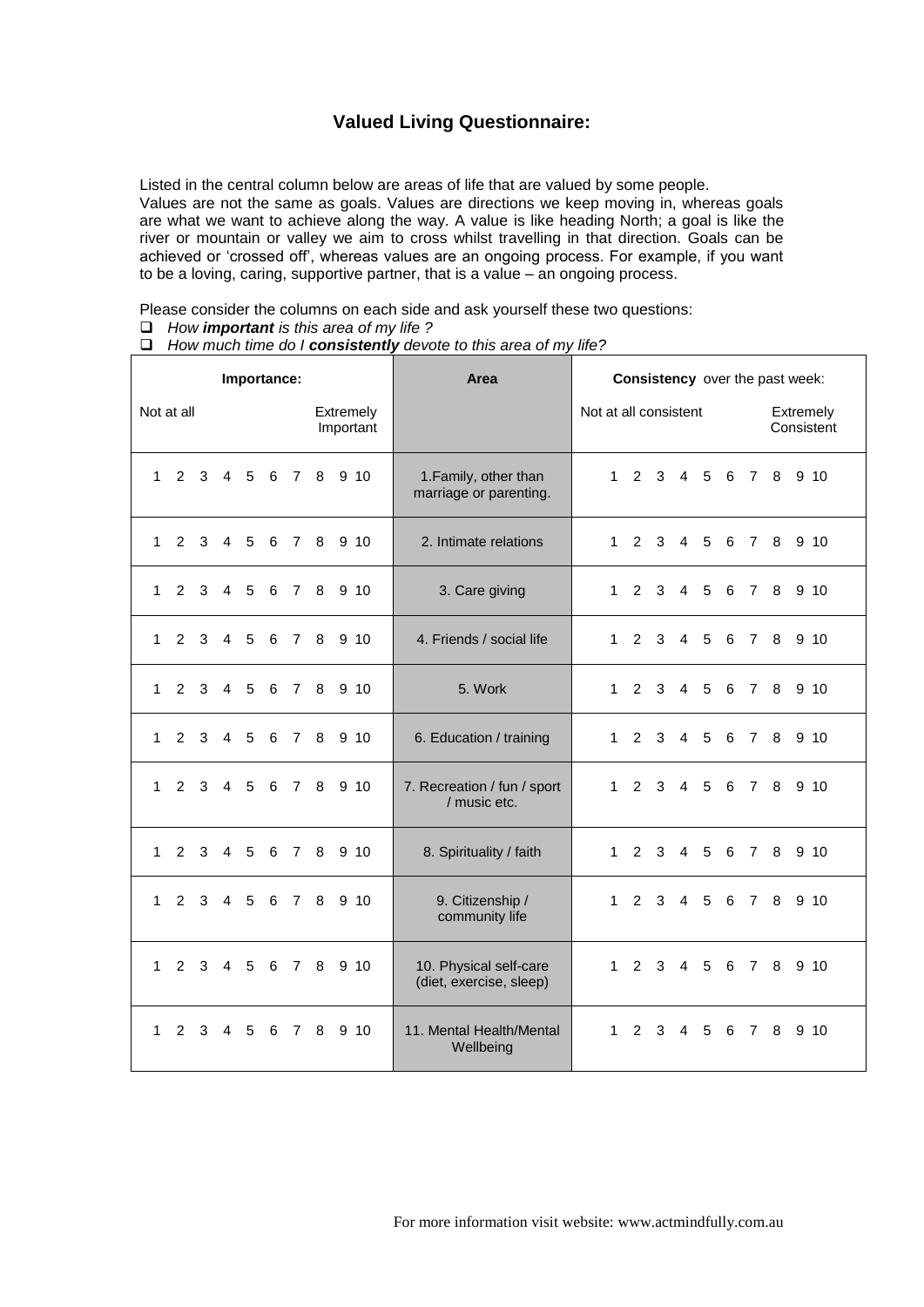# Valued Living Questionnaire:

Listed in the central column below are areas of life that are valued by some people. Values are not the same as goals. Values are directions we keep moving in, whereas goals are what we want to achieve along the way. A value is like heading North; a goal is like the river or mountain or valley we aim to cross whilst travelling in that direction. Goals can be achieved or 'crossed off', whereas values are an ongoing process. For example, if you want to be a loving, caring, supportive partner, that is a value – an ongoing process.

Please consider the columns on each side and ask yourself these two questions:

- *How **important** is this area of my life ?*
- *How much time do I **consistently** devote to this area of my life?*

| **Importance:** Not at all … Extremely Important | **Area** | **Consistency** over the past week: Not at all consistent … Extremely Consistent |
|---|---|---|
| 1 2 3 4 5 6 7 8 9 10 | 1.Family, other than marriage or parenting. | 1 2 3 4 5 6 7 8 9 10 |
| 1 2 3 4 5 6 7 8 9 10 | 2. Intimate relations | 1 2 3 4 5 6 7 8 9 10 |
| 1 2 3 4 5 6 7 8 9 10 | 3. Care giving | 1 2 3 4 5 6 7 8 9 10 |
| 1 2 3 4 5 6 7 8 9 10 | 4. Friends / social life | 1 2 3 4 5 6 7 8 9 10 |
| 1 2 3 4 5 6 7 8 9 10 | 5. Work | 1 2 3 4 5 6 7 8 9 10 |
| 1 2 3 4 5 6 7 8 9 10 | 6. Education / training | 1 2 3 4 5 6 7 8 9 10 |
| 1 2 3 4 5 6 7 8 9 10 | 7. Recreation / fun / sport / music etc. | 1 2 3 4 5 6 7 8 9 10 |
| 1 2 3 4 5 6 7 8 9 10 | 8. Spirituality / faith | 1 2 3 4 5 6 7 8 9 10 |
| 1 2 3 4 5 6 7 8 9 10 | 9. Citizenship / community life | 1 2 3 4 5 6 7 8 9 10 |
| 1 2 3 4 5 6 7 8 9 10 | 10. Physical self-care (diet, exercise, sleep) | 1 2 3 4 5 6 7 8 9 10 |
| 1 2 3 4 5 6 7 8 9 10 | 11. Mental Health/Mental Wellbeing | 1 2 3 4 5 6 7 8 9 10 |

For more information visit website: www.actmindfully.com.au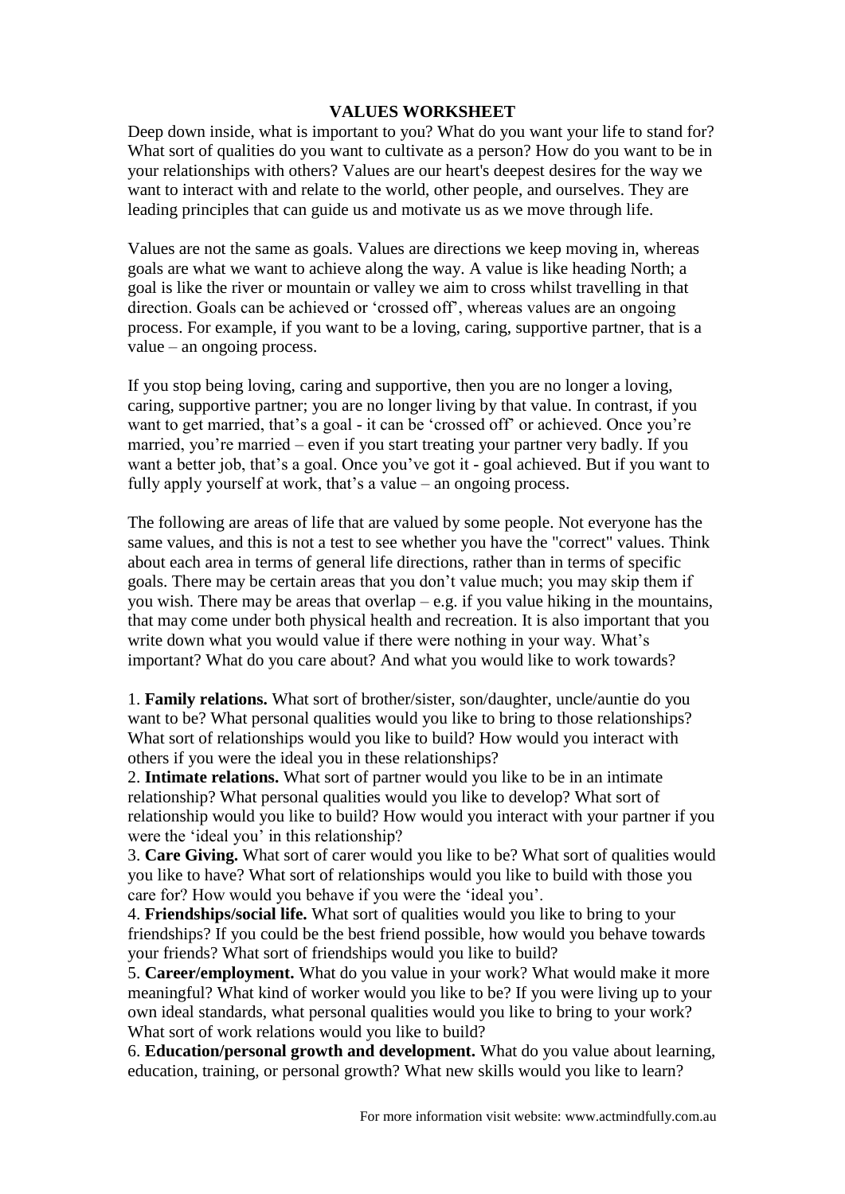# VALUES WORKSHEET

Deep down inside, what is important to you? What do you want your life to stand for? What sort of qualities do you want to cultivate as a person? How do you want to be in your relationships with others? Values are our heart's deepest desires for the way we want to interact with and relate to the world, other people, and ourselves. They are leading principles that can guide us and motivate us as we move through life.

Values are not the same as goals. Values are directions we keep moving in, whereas goals are what we want to achieve along the way. A value is like heading North; a goal is like the river or mountain or valley we aim to cross whilst travelling in that direction. Goals can be achieved or 'crossed off', whereas values are an ongoing process. For example, if you want to be a loving, caring, supportive partner, that is a value – an ongoing process.

If you stop being loving, caring and supportive, then you are no longer a loving, caring, supportive partner; you are no longer living by that value. In contrast, if you want to get married, that's a goal - it can be 'crossed off' or achieved. Once you're married, you're married – even if you start treating your partner very badly. If you want a better job, that's a goal. Once you've got it - goal achieved. But if you want to fully apply yourself at work, that's a value – an ongoing process.

The following are areas of life that are valued by some people. Not everyone has the same values, and this is not a test to see whether you have the "correct" values. Think about each area in terms of general life directions, rather than in terms of specific goals. There may be certain areas that you don't value much; you may skip them if you wish. There may be areas that overlap – e.g. if you value hiking in the mountains, that may come under both physical health and recreation. It is also important that you write down what you would value if there were nothing in your way. What's important? What do you care about? And what you would like to work towards?

1. **Family relations.** What sort of brother/sister, son/daughter, uncle/auntie do you want to be? What personal qualities would you like to bring to those relationships? What sort of relationships would you like to build? How would you interact with others if you were the ideal you in these relationships?
2. **Intimate relations.** What sort of partner would you like to be in an intimate relationship? What personal qualities would you like to develop? What sort of relationship would you like to build? How would you interact with your partner if you were the 'ideal you' in this relationship?
3. **Care Giving.** What sort of carer would you like to be? What sort of qualities would you like to have? What sort of relationships would you like to build with those you care for? How would you behave if you were the 'ideal you'.
4. **Friendships/social life.** What sort of qualities would you like to bring to your friendships? If you could be the best friend possible, how would you behave towards your friends? What sort of friendships would you like to build?
5. **Career/employment.** What do you value in your work? What would make it more meaningful? What kind of worker would you like to be? If you were living up to your own ideal standards, what personal qualities would you like to bring to your work? What sort of work relations would you like to build?
6. **Education/personal growth and development.** What do you value about learning, education, training, or personal growth? What new skills would you like to learn?

For more information visit website: www.actmindfully.com.au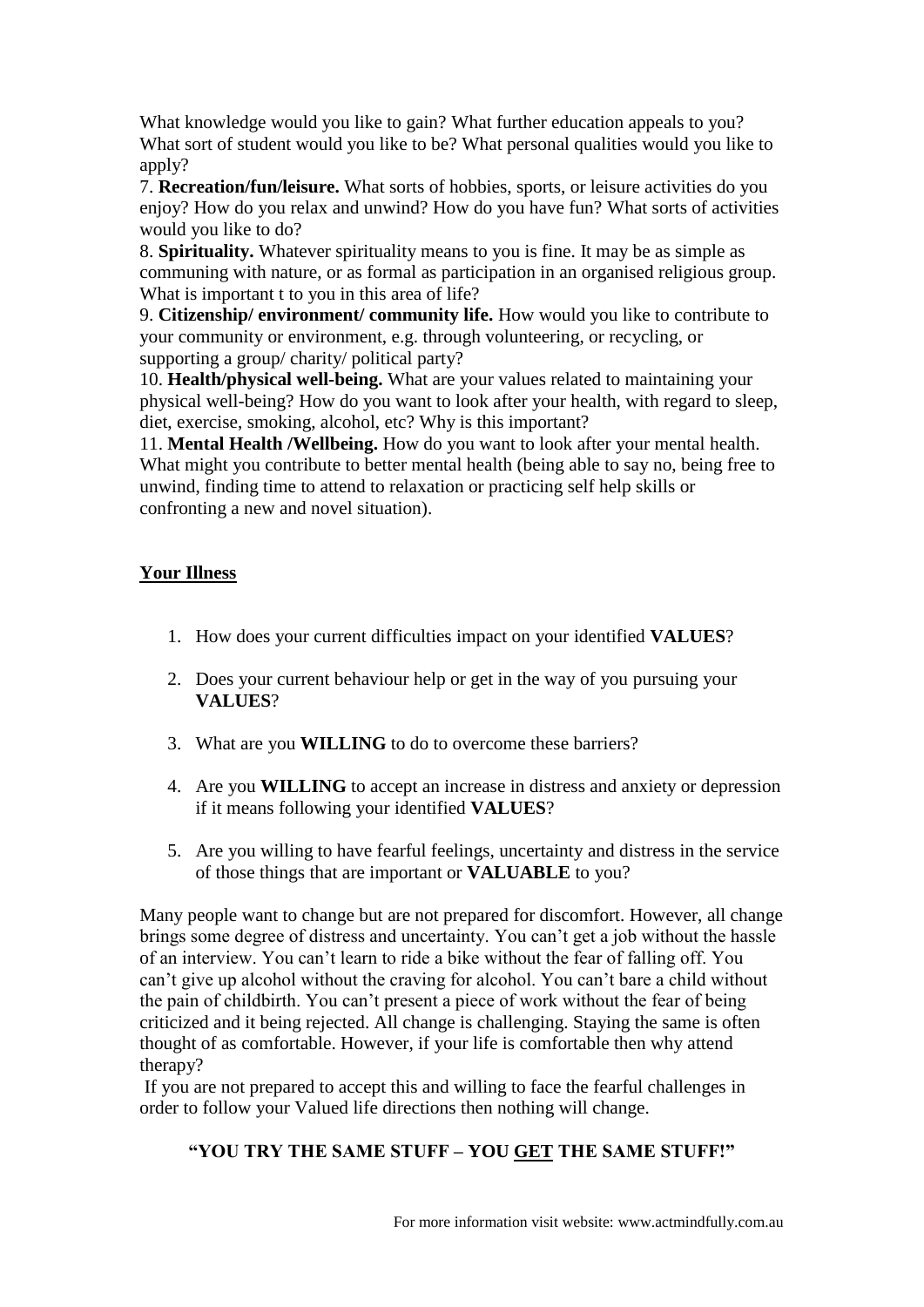What knowledge would you like to gain? What further education appeals to you? What sort of student would you like to be? What personal qualities would you like to apply?

7. **Recreation/fun/leisure.** What sorts of hobbies, sports, or leisure activities do you enjoy? How do you relax and unwind? How do you have fun? What sorts of activities would you like to do?

8. **Spirituality.** Whatever spirituality means to you is fine. It may be as simple as communing with nature, or as formal as participation in an organised religious group. What is important t to you in this area of life?

9. **Citizenship/ environment/ community life.** How would you like to contribute to your community or environment, e.g. through volunteering, or recycling, or supporting a group/ charity/ political party?

10. **Health/physical well-being.** What are your values related to maintaining your physical well-being? How do you want to look after your health, with regard to sleep, diet, exercise, smoking, alcohol, etc? Why is this important?

11. **Mental Health /Wellbeing.** How do you want to look after your mental health. What might you contribute to better mental health (being able to say no, being free to unwind, finding time to attend to relaxation or practicing self help skills or confronting a new and novel situation).

## Your Illness

1. How does your current difficulties impact on your identified **VALUES**?
2. Does your current behaviour help or get in the way of you pursuing your **VALUES**?
3. What are you **WILLING** to do to overcome these barriers?
4. Are you **WILLING** to accept an increase in distress and anxiety or depression if it means following your identified **VALUES**?
5. Are you willing to have fearful feelings, uncertainty and distress in the service of those things that are important or **VALUABLE** to you?

Many people want to change but are not prepared for discomfort. However, all change brings some degree of distress and uncertainty. You can't get a job without the hassle of an interview. You can't learn to ride a bike without the fear of falling off. You can't give up alcohol without the craving for alcohol. You can't bare a child without the pain of childbirth. You can't present a piece of work without the fear of being criticized and it being rejected. All change is challenging. Staying the same is often thought of as comfortable. However, if your life is comfortable then why attend therapy?

If you are not prepared to accept this and willing to face the fearful challenges in order to follow your Valued life directions then nothing will change.

**"YOU TRY THE SAME STUFF – YOU GET THE SAME STUFF!"**

For more information visit website: www.actmindfully.com.au